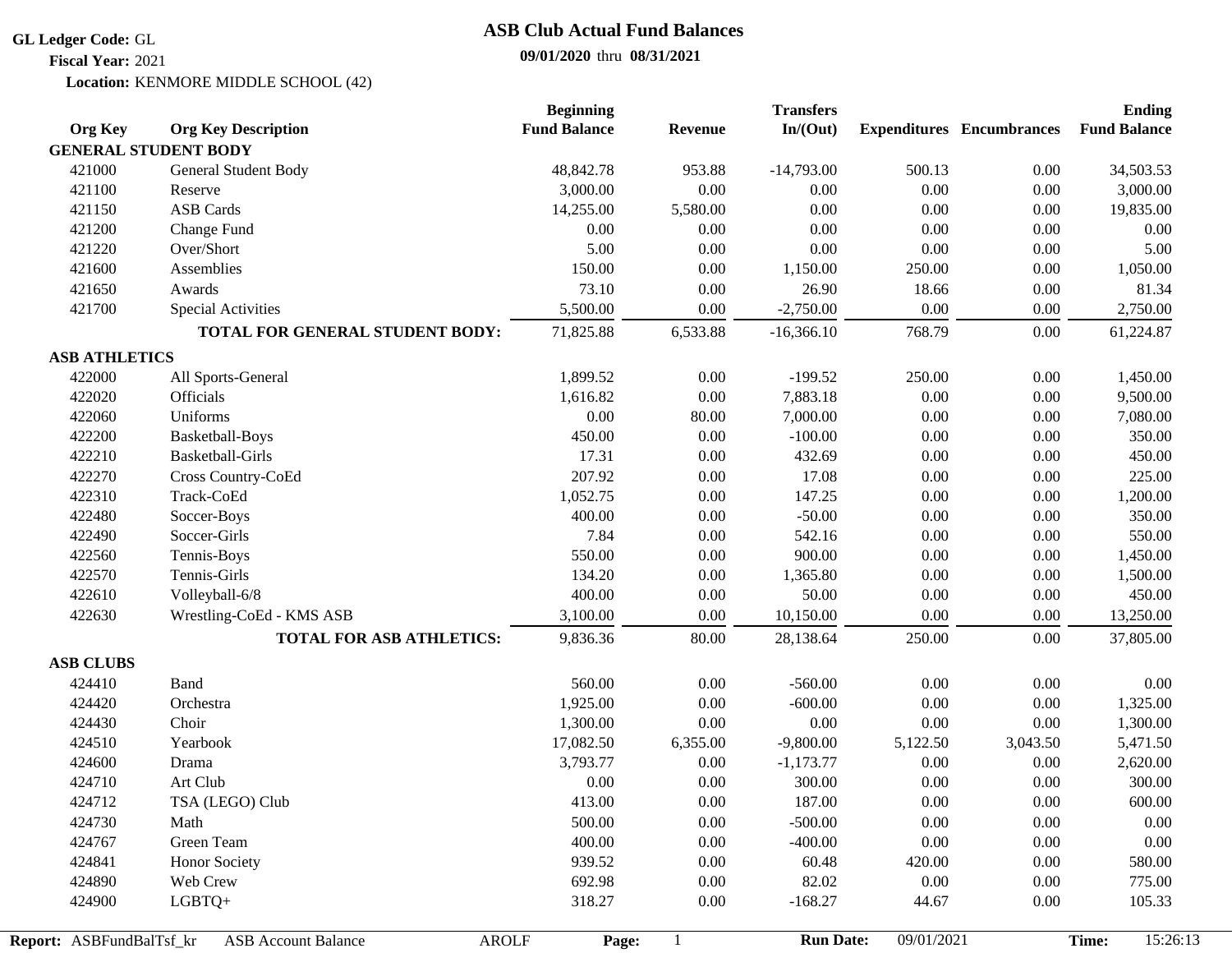**GL Ledger Code:** GL
**Fiscal Year:** 2021
**Location:** KENMORE MIDDLE SCHOOL (42)

# ASB Club Actual Fund Balances

**09/01/2020** thru **08/31/2021**

| Org Key | Org Key Description | Beginning Fund Balance | Revenue | Transfers In/(Out) | Expenditures | Encumbrances | Ending Fund Balance |
|---|---|---|---|---|---|---|---|
| **GENERAL STUDENT BODY** | | | | | | | |
| 421000 | General Student Body | 48,842.78 | 953.88 | -14,793.00 | 500.13 | 0.00 | 34,503.53 |
| 421100 | Reserve | 3,000.00 | 0.00 | 0.00 | 0.00 | 0.00 | 3,000.00 |
| 421150 | ASB Cards | 14,255.00 | 5,580.00 | 0.00 | 0.00 | 0.00 | 19,835.00 |
| 421200 | Change Fund | 0.00 | 0.00 | 0.00 | 0.00 | 0.00 | 0.00 |
| 421220 | Over/Short | 5.00 | 0.00 | 0.00 | 0.00 | 0.00 | 5.00 |
| 421600 | Assemblies | 150.00 | 0.00 | 1,150.00 | 250.00 | 0.00 | 1,050.00 |
| 421650 | Awards | 73.10 | 0.00 | 26.90 | 18.66 | 0.00 | 81.34 |
| 421700 | Special Activities | 5,500.00 | 0.00 | -2,750.00 | 0.00 | 0.00 | 2,750.00 |
| | **TOTAL FOR GENERAL STUDENT BODY:** | 71,825.88 | 6,533.88 | -16,366.10 | 768.79 | 0.00 | 61,224.87 |
| **ASB ATHLETICS** | | | | | | | |
| 422000 | All Sports-General | 1,899.52 | 0.00 | -199.52 | 250.00 | 0.00 | 1,450.00 |
| 422020 | Officials | 1,616.82 | 0.00 | 7,883.18 | 0.00 | 0.00 | 9,500.00 |
| 422060 | Uniforms | 0.00 | 80.00 | 7,000.00 | 0.00 | 0.00 | 7,080.00 |
| 422200 | Basketball-Boys | 450.00 | 0.00 | -100.00 | 0.00 | 0.00 | 350.00 |
| 422210 | Basketball-Girls | 17.31 | 0.00 | 432.69 | 0.00 | 0.00 | 450.00 |
| 422270 | Cross Country-CoEd | 207.92 | 0.00 | 17.08 | 0.00 | 0.00 | 225.00 |
| 422310 | Track-CoEd | 1,052.75 | 0.00 | 147.25 | 0.00 | 0.00 | 1,200.00 |
| 422480 | Soccer-Boys | 400.00 | 0.00 | -50.00 | 0.00 | 0.00 | 350.00 |
| 422490 | Soccer-Girls | 7.84 | 0.00 | 542.16 | 0.00 | 0.00 | 550.00 |
| 422560 | Tennis-Boys | 550.00 | 0.00 | 900.00 | 0.00 | 0.00 | 1,450.00 |
| 422570 | Tennis-Girls | 134.20 | 0.00 | 1,365.80 | 0.00 | 0.00 | 1,500.00 |
| 422610 | Volleyball-6/8 | 400.00 | 0.00 | 50.00 | 0.00 | 0.00 | 450.00 |
| 422630 | Wrestling-CoEd - KMS ASB | 3,100.00 | 0.00 | 10,150.00 | 0.00 | 0.00 | 13,250.00 |
| | **TOTAL FOR ASB ATHLETICS:** | 9,836.36 | 80.00 | 28,138.64 | 250.00 | 0.00 | 37,805.00 |
| **ASB CLUBS** | | | | | | | |
| 424410 | Band | 560.00 | 0.00 | -560.00 | 0.00 | 0.00 | 0.00 |
| 424420 | Orchestra | 1,925.00 | 0.00 | -600.00 | 0.00 | 0.00 | 1,325.00 |
| 424430 | Choir | 1,300.00 | 0.00 | 0.00 | 0.00 | 0.00 | 1,300.00 |
| 424510 | Yearbook | 17,082.50 | 6,355.00 | -9,800.00 | 5,122.50 | 3,043.50 | 5,471.50 |
| 424600 | Drama | 3,793.77 | 0.00 | -1,173.77 | 0.00 | 0.00 | 2,620.00 |
| 424710 | Art Club | 0.00 | 0.00 | 300.00 | 0.00 | 0.00 | 300.00 |
| 424712 | TSA (LEGO) Club | 413.00 | 0.00 | 187.00 | 0.00 | 0.00 | 600.00 |
| 424730 | Math | 500.00 | 0.00 | -500.00 | 0.00 | 0.00 | 0.00 |
| 424767 | Green Team | 400.00 | 0.00 | -400.00 | 0.00 | 0.00 | 0.00 |
| 424841 | Honor Society | 939.52 | 0.00 | 60.48 | 420.00 | 0.00 | 580.00 |
| 424890 | Web Crew | 692.98 | 0.00 | 82.02 | 0.00 | 0.00 | 775.00 |
| 424900 | LGBTQ+ | 318.27 | 0.00 | -168.27 | 44.67 | 0.00 | 105.33 |

**Report:** ASBFundBalTsf_kr ASB Account Balance AROLF **Run Date:** 09/01/2021 **Time:** 15:26:13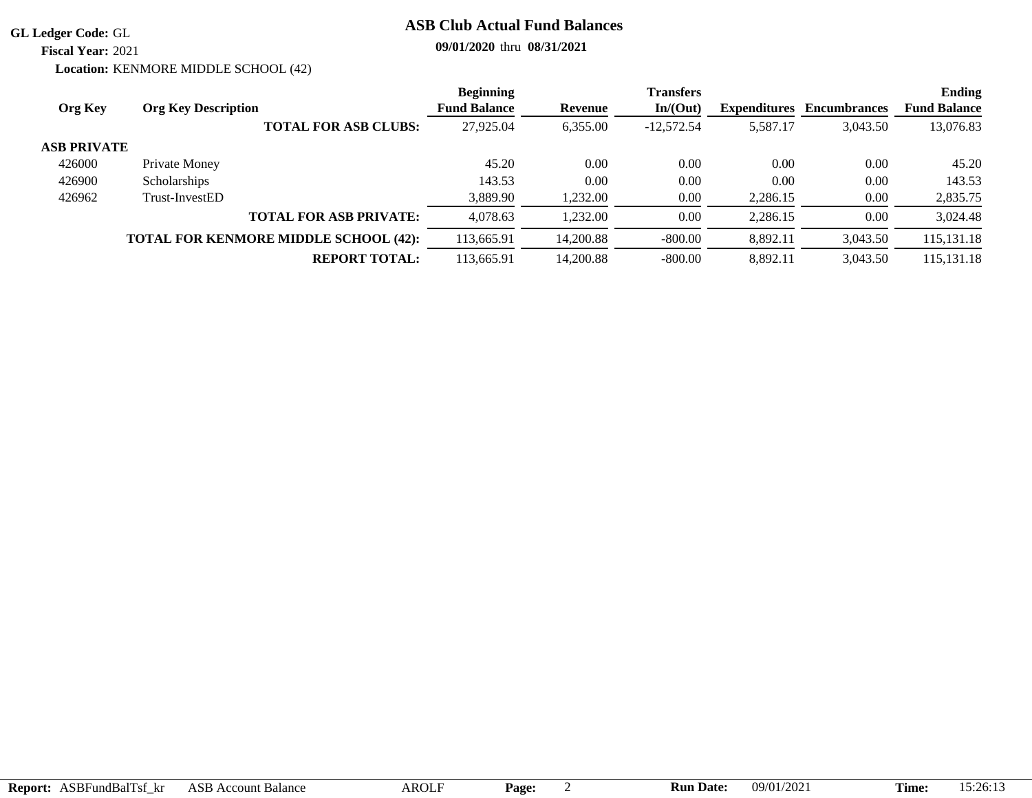**GL Ledger Code:** GL
**Fiscal Year:** 2021
**Location:** KENMORE MIDDLE SCHOOL (42)

# ASB Club Actual Fund Balances

**09/01/2020** thru **08/31/2021**

| Org Key | Org Key Description | Beginning Fund Balance | Revenue | Transfers In/(Out) | Expenditures | Encumbrances | Ending Fund Balance |
|---|---|---|---|---|---|---|---|
| | **TOTAL FOR ASB CLUBS:** | 27,925.04 | 6,355.00 | -12,572.54 | 5,587.17 | 3,043.50 | 13,076.83 |
| **ASB PRIVATE** | | | | | | | |
| 426000 | Private Money | 45.20 | 0.00 | 0.00 | 0.00 | 0.00 | 45.20 |
| 426900 | Scholarships | 143.53 | 0.00 | 0.00 | 0.00 | 0.00 | 143.53 |
| 426962 | Trust-InvestED | 3,889.90 | 1,232.00 | 0.00 | 2,286.15 | 0.00 | 2,835.75 |
| | **TOTAL FOR ASB PRIVATE:** | 4,078.63 | 1,232.00 | 0.00 | 2,286.15 | 0.00 | 3,024.48 |
| | **TOTAL FOR KENMORE MIDDLE SCHOOL (42):** | 113,665.91 | 14,200.88 | -800.00 | 8,892.11 | 3,043.50 | 115,131.18 |
| | **REPORT TOTAL:** | 113,665.91 | 14,200.88 | -800.00 | 8,892.11 | 3,043.50 | 115,131.18 |

**Report:** ASBFundBalTsf_kr ASB Account Balance AROLF **Run Date:** 09/01/2021 **Time:** 15:26:13